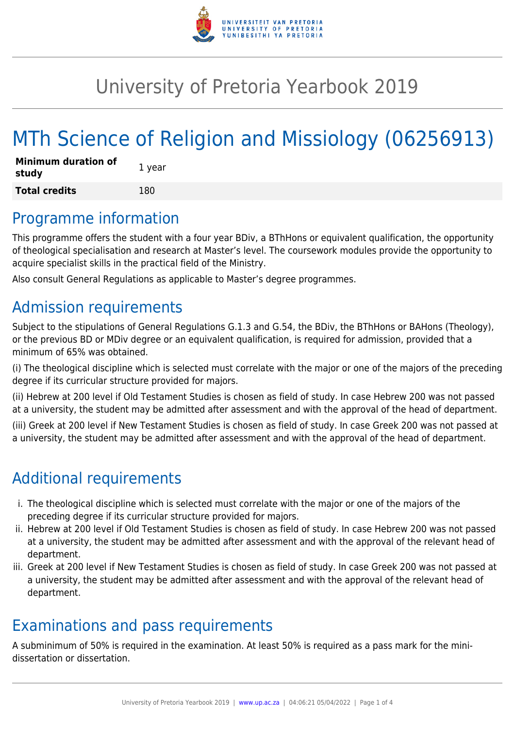# University of Pretoria Yearbook 2019

# MTh Science of Religion and Missiology (06256913)

| **Minimum duration of study** | 1 year |
|---|---|
| **Total credits** | 180 |

## Programme information

This programme offers the student with a four year BDiv, a BThHons or equivalent qualification, the opportunity of theological specialisation and research at Master's level. The coursework modules provide the opportunity to acquire specialist skills in the practical field of the Ministry.

Also consult General Regulations as applicable to Master's degree programmes.

## Admission requirements

Subject to the stipulations of General Regulations G.1.3 and G.54, the BDiv, the BThHons or BAHons (Theology), or the previous BD or MDiv degree or an equivalent qualification, is required for admission, provided that a minimum of 65% was obtained.

(i) The theological discipline which is selected must correlate with the major or one of the majors of the preceding degree if its curricular structure provided for majors.

(ii) Hebrew at 200 level if Old Testament Studies is chosen as field of study. In case Hebrew 200 was not passed at a university, the student may be admitted after assessment and with the approval of the head of department.

(iii) Greek at 200 level if New Testament Studies is chosen as field of study. In case Greek 200 was not passed at a university, the student may be admitted after assessment and with the approval of the head of department.

## Additional requirements

i. The theological discipline which is selected must correlate with the major or one of the majors of the preceding degree if its curricular structure provided for majors.
ii. Hebrew at 200 level if Old Testament Studies is chosen as field of study. In case Hebrew 200 was not passed at a university, the student may be admitted after assessment and with the approval of the relevant head of department.
iii. Greek at 200 level if New Testament Studies is chosen as field of study. In case Greek 200 was not passed at a university, the student may be admitted after assessment and with the approval of the relevant head of department.

## Examinations and pass requirements

A subminimum of 50% is required in the examination. At least 50% is required as a pass mark for the mini-dissertation or dissertation.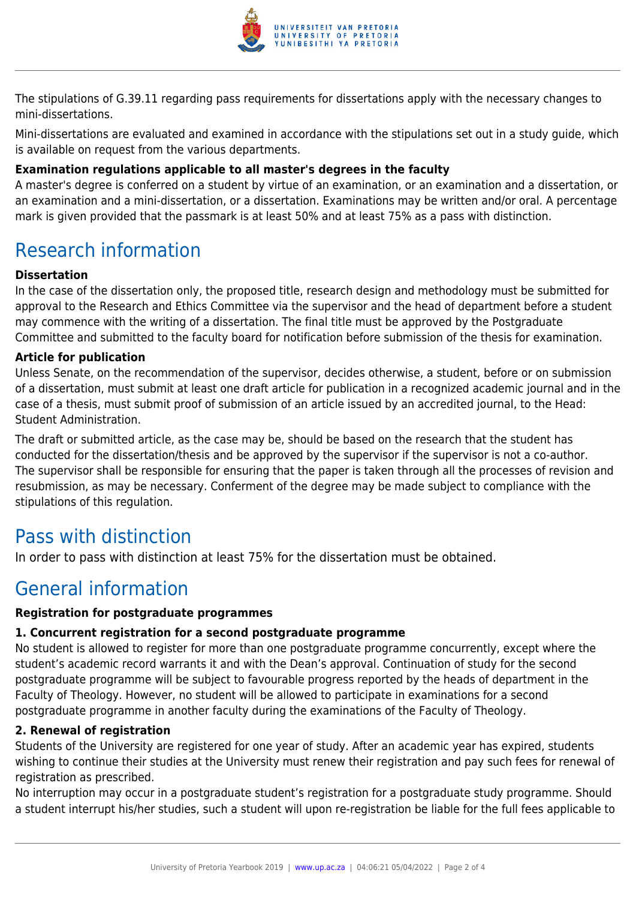The stipulations of G.39.11 regarding pass requirements for dissertations apply with the necessary changes to mini-dissertations.

Mini-dissertations are evaluated and examined in accordance with the stipulations set out in a study guide, which is available on request from the various departments.

**Examination regulations applicable to all master's degrees in the faculty**
A master's degree is conferred on a student by virtue of an examination, or an examination and a dissertation, or an examination and a mini-dissertation, or a dissertation. Examinations may be written and/or oral. A percentage mark is given provided that the passmark is at least 50% and at least 75% as a pass with distinction.

## Research information

**Dissertation**
In the case of the dissertation only, the proposed title, research design and methodology must be submitted for approval to the Research and Ethics Committee via the supervisor and the head of department before a student may commence with the writing of a dissertation. The final title must be approved by the Postgraduate Committee and submitted to the faculty board for notification before submission of the thesis for examination.

**Article for publication**
Unless Senate, on the recommendation of the supervisor, decides otherwise, a student, before or on submission of a dissertation, must submit at least one draft article for publication in a recognized academic journal and in the case of a thesis, must submit proof of submission of an article issued by an accredited journal, to the Head: Student Administration.

The draft or submitted article, as the case may be, should be based on the research that the student has conducted for the dissertation/thesis and be approved by the supervisor if the supervisor is not a co-author. The supervisor shall be responsible for ensuring that the paper is taken through all the processes of revision and resubmission, as may be necessary. Conferment of the degree may be made subject to compliance with the stipulations of this regulation.

## Pass with distinction

In order to pass with distinction at least 75% for the dissertation must be obtained.

## General information

**Registration for postgraduate programmes**

**1. Concurrent registration for a second postgraduate programme**
No student is allowed to register for more than one postgraduate programme concurrently, except where the student's academic record warrants it and with the Dean's approval. Continuation of study for the second postgraduate programme will be subject to favourable progress reported by the heads of department in the Faculty of Theology. However, no student will be allowed to participate in examinations for a second postgraduate programme in another faculty during the examinations of the Faculty of Theology.

**2. Renewal of registration**
Students of the University are registered for one year of study. After an academic year has expired, students wishing to continue their studies at the University must renew their registration and pay such fees for renewal of registration as prescribed.
No interruption may occur in a postgraduate student's registration for a postgraduate study programme. Should a student interrupt his/her studies, such a student will upon re-registration be liable for the full fees applicable to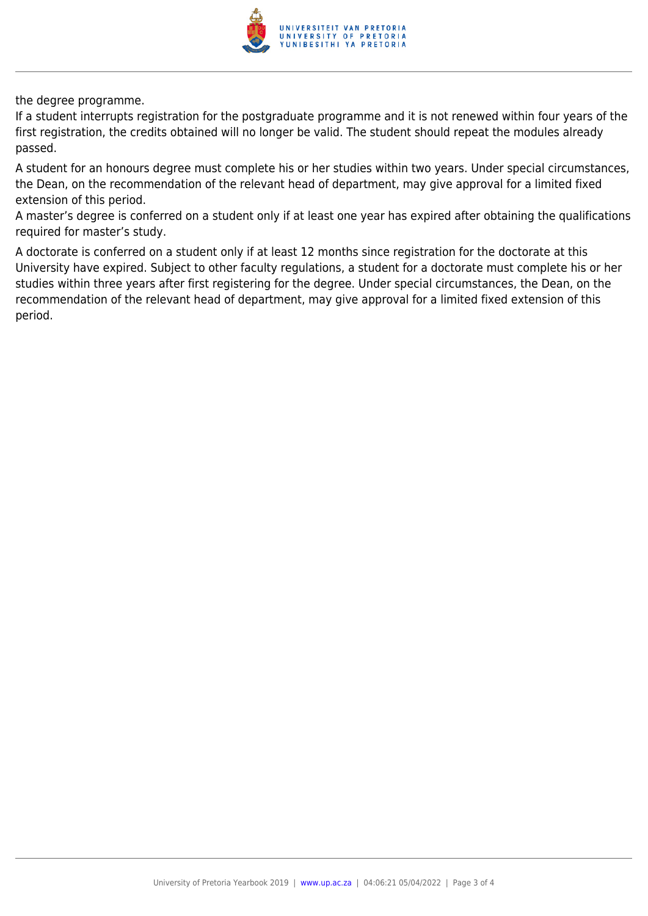the degree programme.

If a student interrupts registration for the postgraduate programme and it is not renewed within four years of the first registration, the credits obtained will no longer be valid. The student should repeat the modules already passed.

A student for an honours degree must complete his or her studies within two years. Under special circumstances, the Dean, on the recommendation of the relevant head of department, may give approval for a limited fixed extension of this period.

A master's degree is conferred on a student only if at least one year has expired after obtaining the qualifications required for master's study.

A doctorate is conferred on a student only if at least 12 months since registration for the doctorate at this University have expired. Subject to other faculty regulations, a student for a doctorate must complete his or her studies within three years after first registering for the degree. Under special circumstances, the Dean, on the recommendation of the relevant head of department, may give approval for a limited fixed extension of this period.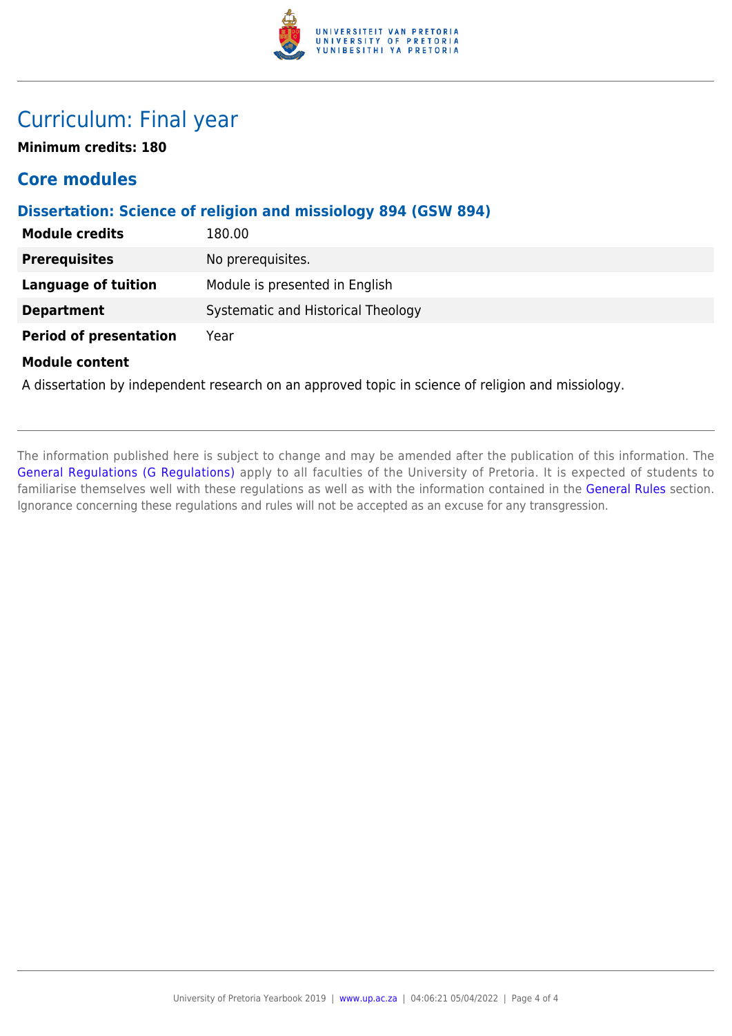# Curriculum: Final year

**Minimum credits: 180**

## Core modules

### Dissertation: Science of religion and missiology 894 (GSW 894)

| | |
|---|---|
| **Module credits** | 180.00 |
| **Prerequisites** | No prerequisites. |
| **Language of tuition** | Module is presented in English |
| **Department** | Systematic and Historical Theology |
| **Period of presentation** | Year |

**Module content**

A dissertation by independent research on an approved topic in science of religion and missiology.

The information published here is subject to change and may be amended after the publication of this information. The General Regulations (G Regulations) apply to all faculties of the University of Pretoria. It is expected of students to familiarise themselves well with these regulations as well as with the information contained in the General Rules section. Ignorance concerning these regulations and rules will not be accepted as an excuse for any transgression.